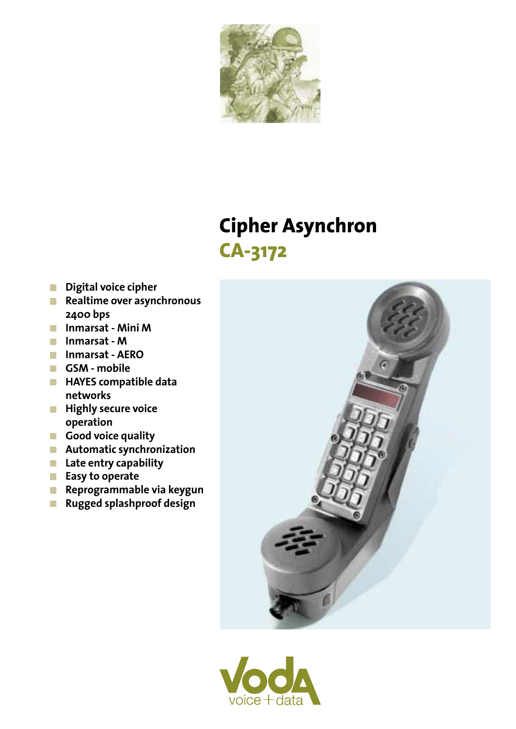# Cipher Asynchron

## CA-3172

- Digital voice cipher
- Realtime over asynchronous 2400 bps
- Inmarsat - Mini M
- Inmarsat - M
- Inmarsat - AERO
- GSM - mobile
- HAYES compatible data networks
- Highly secure voice operation
- Good voice quality
- Automatic synchronization
- Late entry capability
- Easy to operate
- Reprogrammable via keygun
- Rugged splashproof design

Voda voice + data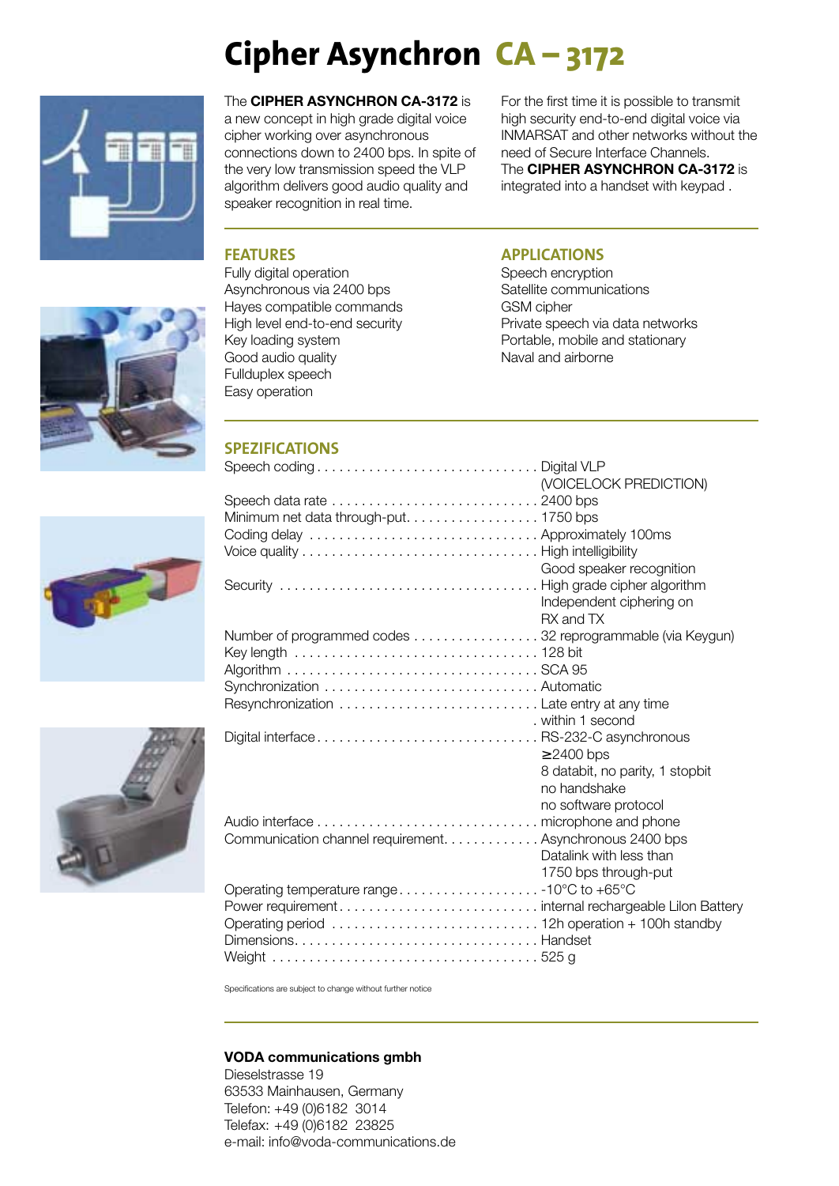# Cipher Asynchron CA – 3172

The **CIPHER ASYNCHRON CA-3172** is a new concept in high grade digital voice cipher working over asynchronous connections down to 2400 bps. In spite of the very low transmission speed the VLP algorithm delivers good audio quality and speaker recognition in real time.

For the first time it is possible to transmit high security end-to-end digital voice via INMARSAT and other networks without the need of Secure Interface Channels.
The **CIPHER ASYNCHRON CA-3172** is integrated into a handset with keypad .

## FEATURES

Fully digital operation
Asynchronous via 2400 bps
Hayes compatible commands
High level end-to-end security
Key loading system
Good audio quality
Fullduplex speech
Easy operation

## APPLICATIONS

Speech encryption
Satellite communications
GSM cipher
Private speech via data networks
Portable, mobile and stationary
Naval and airborne

## SPEZIFICATIONS

| | |
|---|---|
| Speech coding | Digital VLP (VOICELOCK PREDICTION) |
| Speech data rate | 2400 bps |
| Minimum net data through-put | 1750 bps |
| Coding delay | Approximately 100ms |
| Voice quality | High intelligibility<br>Good speaker recognition |
| Security | High grade cipher algorithm<br>Independent ciphering on RX and TX |
| Number of programmed codes | 32 reprogrammable (via Keygun) |
| Key length | 128 bit |
| Algorithm | SCA 95 |
| Synchronization | Automatic |
| Resynchronization | Late entry at any time<br>. within 1 second |
| Digital interface | RS-232-C asynchronous<br>≥2400 bps<br>8 databit, no parity, 1 stopbit<br>no handshake<br>no software protocol |
| Audio interface | microphone and phone |
| Communication channel requirement | Asynchronous 2400 bps<br>Datalink with less than 1750 bps through-put |
| Operating temperature range | -10°C to +65°C |
| Power requirement | internal rechargeable LiIon Battery |
| Operating period | 12h operation + 100h standby |
| Dimensions | Handset |
| Weight | 525 g |

Specifications are subject to change without further notice

**VODA communications gmbh**
Dieselstrasse 19
63533 Mainhausen, Germany
Telefon: +49 (0)6182 3014
Telefax: +49 (0)6182 23825
e-mail: info@voda-communications.de